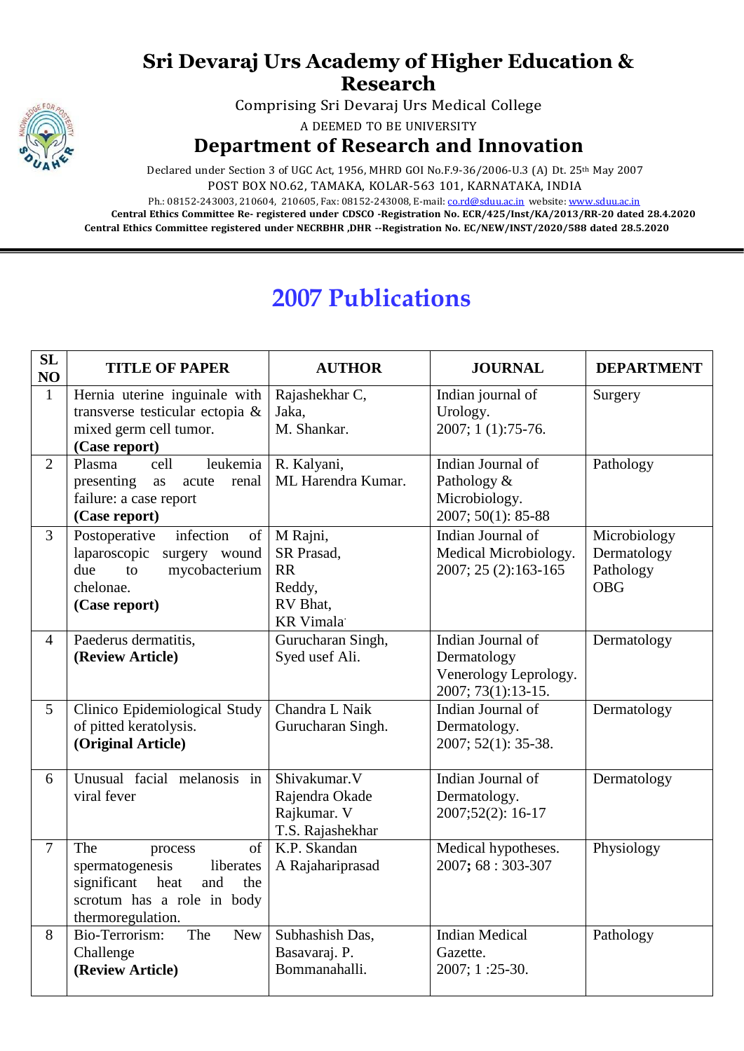# Sri Devaraj Urs Academy of Higher Education & Research

Comprising Sri Devaraj Urs Medical College

A DEEMED TO BE UNIVERSITY

## Department of Research and Innovation

Declared under Section 3 of UGC Act, 1956, MHRD GOI No.F.9-36/2006-U.3 (A) Dt. 25th May 2007

POST BOX NO.62, TAMAKA, KOLAR-563 101, KARNATAKA, INDIA

Ph.: 08152-243003, 210604, 210605, Fax: 08152-243008, E-mail: co.rd@sduu.ac.in website: www.sduu.ac.in

**Central Ethics Committee Re- registered under CDSCO -Registration No. ECR/425/Inst/KA/2013/RR-20 dated 28.4.2020**

**Central Ethics Committee registered under NECRBHR ,DHR --Registration No. EC/NEW/INST/2020/588 dated 28.5.2020**

## 2007 Publications

| SL NO | TITLE OF PAPER | AUTHOR | JOURNAL | DEPARTMENT |
|---|---|---|---|---|
| 1 | Hernia uterine inguinale with transverse testicular ectopia & mixed germ cell tumor. **(Case report)** | Rajashekhar C, Jaka, M. Shankar. | Indian journal of Urology. 2007; 1 (1):75-76. | Surgery |
| 2 | Plasma cell leukemia presenting as acute renal failure: a case report **(Case report)** | R. Kalyani, ML Harendra Kumar. | Indian Journal of Pathology & Microbiology. 2007; 50(1): 85-88 | Pathology |
| 3 | Postoperative infection of laparoscopic surgery wound due to mycobacterium chelonae. **(Case report)** | M Rajni, SR Prasad, RR Reddy, RV Bhat, KR Vimala | Indian Journal of Medical Microbiology. 2007; 25 (2):163-165 | Microbiology Dermatology Pathology OBG |
| 4 | Paederus dermatitis, **(Review Article)** | Gurucharan Singh, Syed usef Ali. | Indian Journal of Dermatology Venerology Leprology. 2007; 73(1):13-15. | Dermatology |
| 5 | Clinico Epidemiological Study of pitted keratolysis. **(Original Article)** | Chandra L Naik Gurucharan Singh. | Indian Journal of Dermatology. 2007; 52(1): 35-38. | Dermatology |
| 6 | Unusual facial melanosis in viral fever | Shivakumar.V Rajendra Okade Rajkumar. V T.S. Rajashekhar | Indian Journal of Dermatology. 2007;52(2): 16-17 | Dermatology |
| 7 | The process of spermatogenesis liberates significant heat and the scrotum has a role in body thermoregulation. | K.P. Skandan A Rajahariprasad | Medical hypotheses. 2007; 68 : 303-307 | Physiology |
| 8 | Bio-Terrorism: The New Challenge **(Review Article)** | Subhashish Das, Basavaraj. P. Bommanahalli. | Indian Medical Gazette. 2007; 1 :25-30. | Pathology |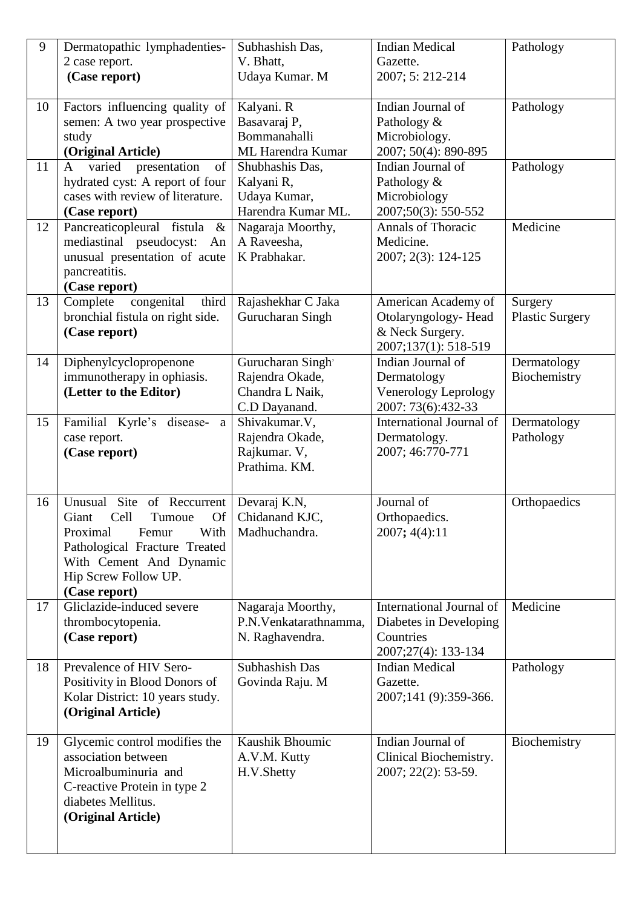| 9 | Dermatopathic lymphadenties- 2 case report. **(Case report)** | Subhashish Das, V. Bhatt, Udaya Kumar. M | Indian Medical Gazette. 2007; 5: 212-214 | Pathology |
|---|---|---|---|---|
| 10 | Factors influencing quality of semen: A two year prospective study **(Original Article)** | Kalyani. R Basavaraj P, Bommanahalli ML Harendra Kumar | Indian Journal of Pathology & Microbiology. 2007; 50(4): 890-895 | Pathology |
| 11 | A varied presentation of hydrated cyst: A report of four cases with review of literature. **(Case report)** | Shubhashis Das, Kalyani R, Udaya Kumar, Harendra Kumar ML. | Indian Journal of Pathology & Microbiology 2007;50(3): 550-552 | Pathology |
| 12 | Pancreaticopleural fistula & mediastinal pseudocyst: An unusual presentation of acute pancreatitis. **(Case report)** | Nagaraja Moorthy, A Raveesha, K Prabhakar. | Annals of Thoracic Medicine. 2007; 2(3): 124-125 | Medicine |
| 13 | Complete congenital third bronchial fistula on right side. **(Case report)** | Rajashekhar C Jaka Gurucharan Singh | American Academy of Otolaryngology- Head & Neck Surgery. 2007;137(1): 518-519 | Surgery Plastic Surgery |
| 14 | Diphenylcyclopropenone immunotherapy in ophiasis. **(Letter to the Editor)** | Gurucharan Singh, Rajendra Okade, Chandra L Naik, C.D Dayanand. | Indian Journal of Dermatology Venerology Leprology 2007: 73(6):432-33 | Dermatology Biochemistry |
| 15 | Familial Kyrle's disease- a case report. **(Case report)** | Shivakumar.V, Rajendra Okade, Rajkumar. V, Prathima. KM. | International Journal of Dermatology. 2007; 46:770-771 | Dermatology Pathology |
| 16 | Unusual Site of Reccurrent Giant Cell Tumoue Of Proximal Femur With Pathological Fracture Treated With Cement And Dynamic Hip Screw Follow UP. **(Case report)** | Devaraj K.N, Chidanand KJC, Madhuchandra. | Journal of Orthopaedics. 2007**;** 4(4):11 | Orthopaedics |
| 17 | Gliclazide-induced severe thrombocytopenia. **(Case report)** | Nagaraja Moorthy, P.N.Venkatarathnamma, N. Raghavendra. | International Journal of Diabetes in Developing Countries 2007;27(4): 133-134 | Medicine |
| 18 | Prevalence of HIV Sero-Positivity in Blood Donors of Kolar District: 10 years study. **(Original Article)** | Subhashish Das Govinda Raju. M | Indian Medical Gazette. 2007;141 (9):359-366. | Pathology |
| 19 | Glycemic control modifies the association between Microalbuminuria and C-reactive Protein in type 2 diabetes Mellitus. **(Original Article)** | Kaushik Bhoumic A.V.M. Kutty H.V.Shetty | Indian Journal of Clinical Biochemistry. 2007; 22(2): 53-59. | Biochemistry |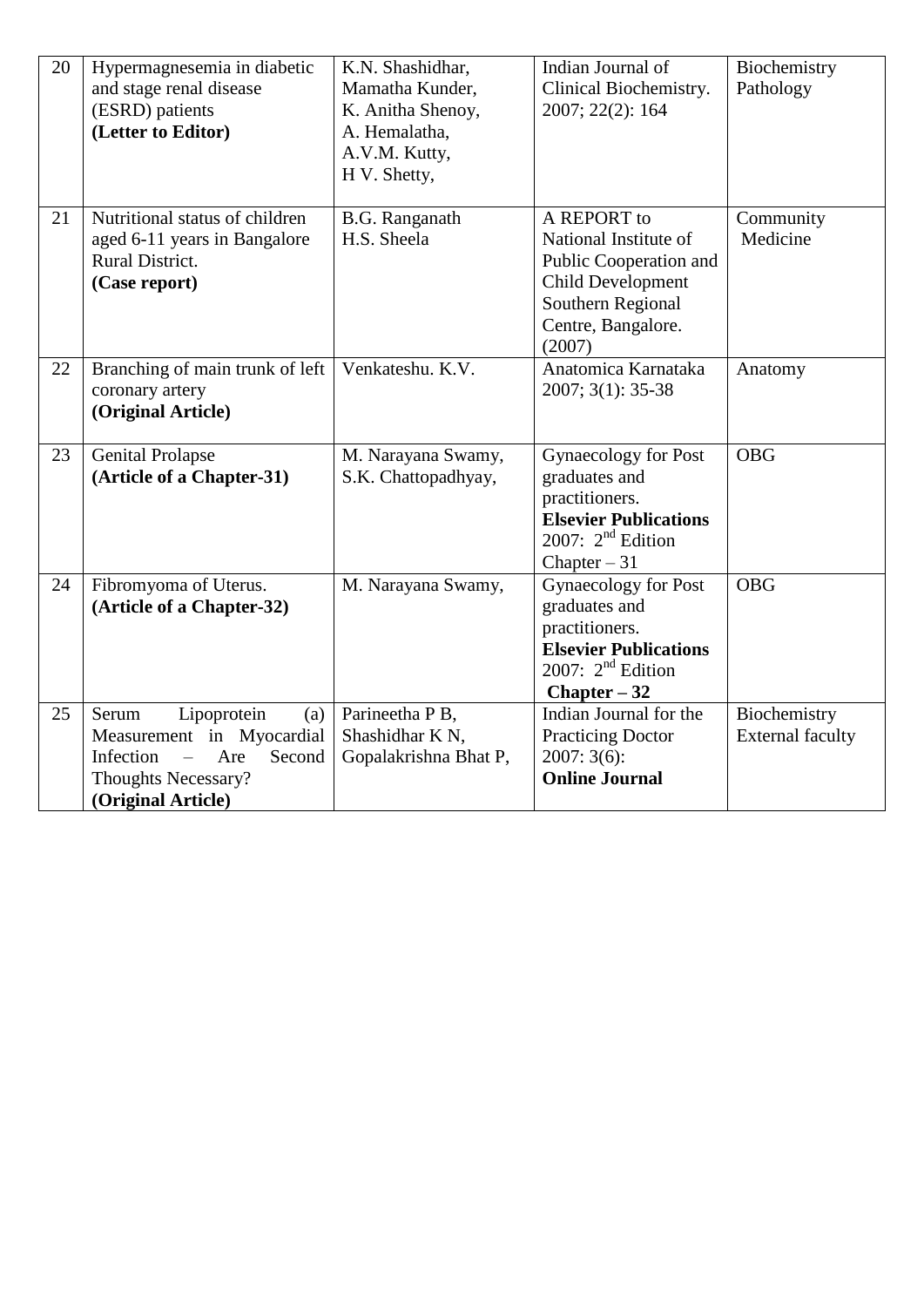| | | | | |
|---|---|---|---|---|
| 20 | Hypermagnesemia in diabetic and stage renal disease (ESRD) patients **(Letter to Editor)** | K.N. Shashidhar, Mamatha Kunder, K. Anitha Shenoy, A. Hemalatha, A.V.M. Kutty, H V. Shetty, | Indian Journal of Clinical Biochemistry. 2007; 22(2): 164 | Biochemistry Pathology |
| 21 | Nutritional status of children aged 6-11 years in Bangalore Rural District. **(Case report)** | B.G. Ranganath H.S. Sheela | A REPORT to National Institute of Public Cooperation and Child Development Southern Regional Centre, Bangalore. (2007) | Community Medicine |
| 22 | Branching of main trunk of left coronary artery **(Original Article)** | Venkateshu. K.V. | Anatomica Karnataka 2007; 3(1): 35-38 | Anatomy |
| 23 | Genital Prolapse **(Article of a Chapter-31)** | M. Narayana Swamy, S.K. Chattopadhyay, | Gynaecology for Post graduates and practitioners. **Elsevier Publications** 2007: 2nd Edition Chapter – 31 | OBG |
| 24 | Fibromyoma of Uterus. **(Article of a Chapter-32)** | M. Narayana Swamy, | Gynaecology for Post graduates and practitioners. **Elsevier Publications** 2007: 2nd Edition **Chapter – 32** | OBG |
| 25 | Serum Lipoprotein (a) Measurement in Myocardial Infection – Are Second Thoughts Necessary? **(Original Article)** | Parineetha P B, Shashidhar K N, Gopalakrishna Bhat P, | Indian Journal for the Practicing Doctor 2007: 3(6): **Online Journal** | Biochemistry External faculty |